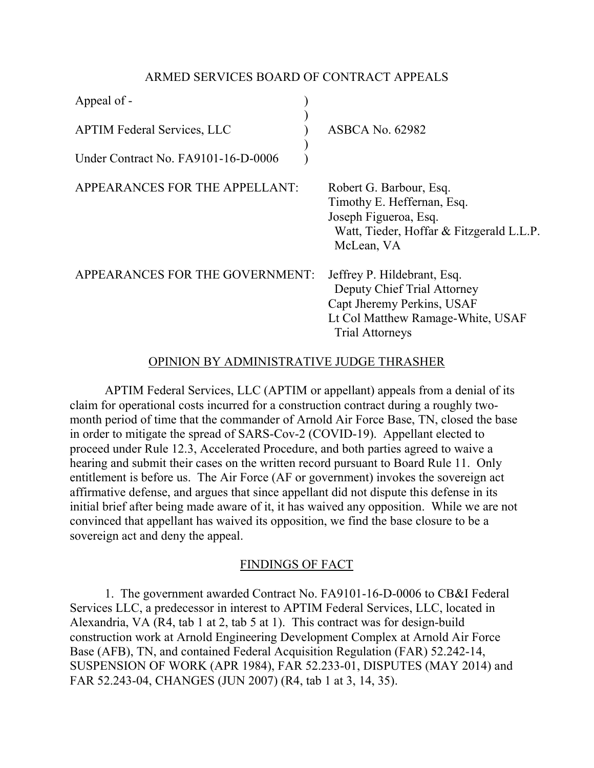ARMED SERVICES BOARD OF CONTRACT APPEALS

| | | |
|---|---|---|
| Appeal of - | ) | |
| | ) | |
| APTIM Federal Services, LLC | ) | ASBCA No. 62982 |
| | ) | |
| Under Contract No. FA9101-16-D-0006 | ) | |

APPEARANCES FOR THE APPELLANT: Robert G. Barbour, Esq.
Timothy E. Heffernan, Esq.
Joseph Figueroa, Esq.
Watt, Tieder, Hoffar & Fitzgerald L.L.P.
McLean, VA

APPEARANCES FOR THE GOVERNMENT: Jeffrey P. Hildebrant, Esq.
Deputy Chief Trial Attorney
Capt Jheremy Perkins, USAF
Lt Col Matthew Ramage-White, USAF
Trial Attorneys

OPINION BY ADMINISTRATIVE JUDGE THRASHER

APTIM Federal Services, LLC (APTIM or appellant) appeals from a denial of its claim for operational costs incurred for a construction contract during a roughly two-month period of time that the commander of Arnold Air Force Base, TN, closed the base in order to mitigate the spread of SARS-Cov-2 (COVID-19). Appellant elected to proceed under Rule 12.3, Accelerated Procedure, and both parties agreed to waive a hearing and submit their cases on the written record pursuant to Board Rule 11. Only entitlement is before us. The Air Force (AF or government) invokes the sovereign act affirmative defense, and argues that since appellant did not dispute this defense in its initial brief after being made aware of it, it has waived any opposition. While we are not convinced that appellant has waived its opposition, we find the base closure to be a sovereign act and deny the appeal.

FINDINGS OF FACT

1. The government awarded Contract No. FA9101-16-D-0006 to CB&I Federal Services LLC, a predecessor in interest to APTIM Federal Services, LLC, located in Alexandria, VA (R4, tab 1 at 2, tab 5 at 1). This contract was for design-build construction work at Arnold Engineering Development Complex at Arnold Air Force Base (AFB), TN, and contained Federal Acquisition Regulation (FAR) 52.242-14, SUSPENSION OF WORK (APR 1984), FAR 52.233-01, DISPUTES (MAY 2014) and FAR 52.243-04, CHANGES (JUN 2007) (R4, tab 1 at 3, 14, 35).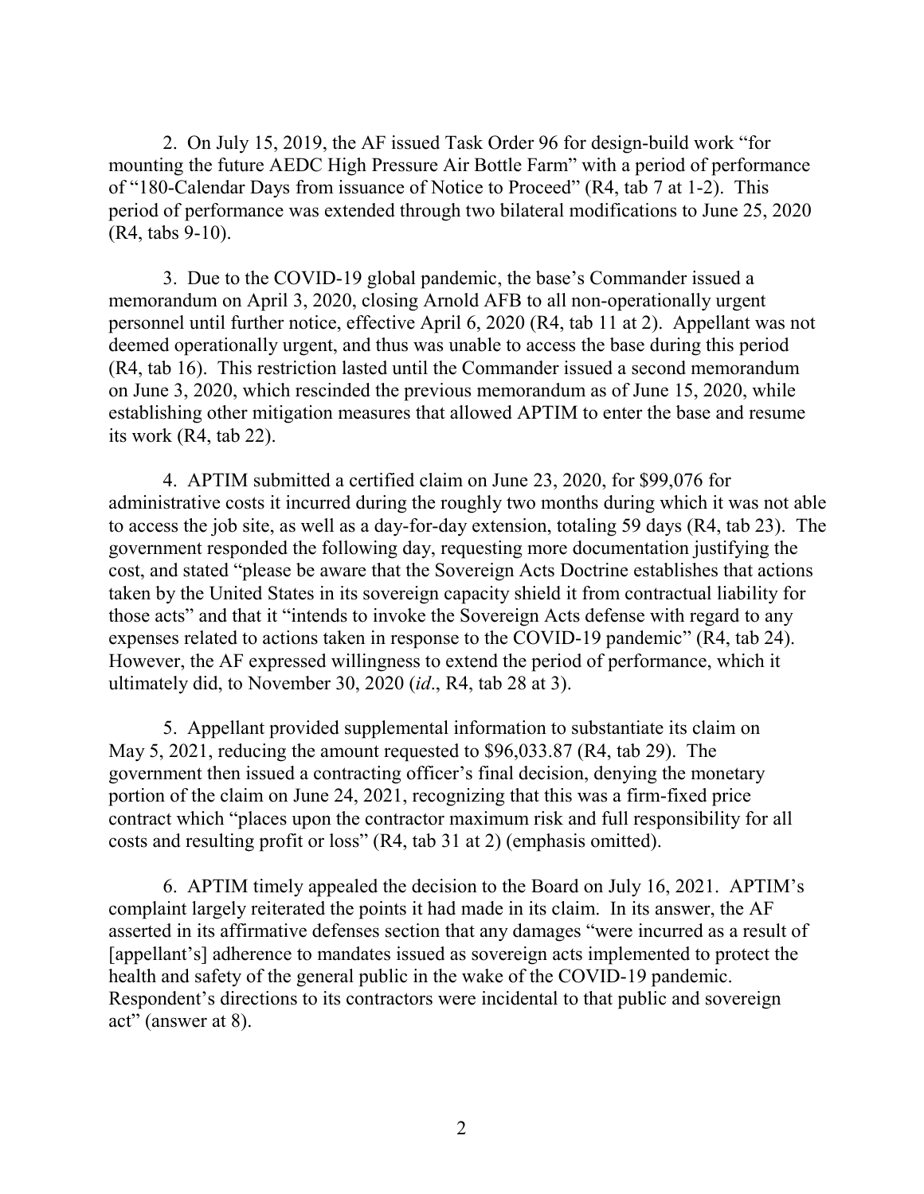2. On July 15, 2019, the AF issued Task Order 96 for design-build work "for mounting the future AEDC High Pressure Air Bottle Farm" with a period of performance of "180-Calendar Days from issuance of Notice to Proceed" (R4, tab 7 at 1-2). This period of performance was extended through two bilateral modifications to June 25, 2020 (R4, tabs 9-10).

3. Due to the COVID-19 global pandemic, the base's Commander issued a memorandum on April 3, 2020, closing Arnold AFB to all non-operationally urgent personnel until further notice, effective April 6, 2020 (R4, tab 11 at 2). Appellant was not deemed operationally urgent, and thus was unable to access the base during this period (R4, tab 16). This restriction lasted until the Commander issued a second memorandum on June 3, 2020, which rescinded the previous memorandum as of June 15, 2020, while establishing other mitigation measures that allowed APTIM to enter the base and resume its work (R4, tab 22).

4. APTIM submitted a certified claim on June 23, 2020, for $99,076 for administrative costs it incurred during the roughly two months during which it was not able to access the job site, as well as a day-for-day extension, totaling 59 days (R4, tab 23). The government responded the following day, requesting more documentation justifying the cost, and stated "please be aware that the Sovereign Acts Doctrine establishes that actions taken by the United States in its sovereign capacity shield it from contractual liability for those acts" and that it "intends to invoke the Sovereign Acts defense with regard to any expenses related to actions taken in response to the COVID-19 pandemic" (R4, tab 24). However, the AF expressed willingness to extend the period of performance, which it ultimately did, to November 30, 2020 (*id*., R4, tab 28 at 3).

5. Appellant provided supplemental information to substantiate its claim on May 5, 2021, reducing the amount requested to $96,033.87 (R4, tab 29). The government then issued a contracting officer's final decision, denying the monetary portion of the claim on June 24, 2021, recognizing that this was a firm-fixed price contract which "places upon the contractor maximum risk and full responsibility for all costs and resulting profit or loss" (R4, tab 31 at 2) (emphasis omitted).

6. APTIM timely appealed the decision to the Board on July 16, 2021. APTIM's complaint largely reiterated the points it had made in its claim. In its answer, the AF asserted in its affirmative defenses section that any damages "were incurred as a result of [appellant's] adherence to mandates issued as sovereign acts implemented to protect the health and safety of the general public in the wake of the COVID-19 pandemic. Respondent's directions to its contractors were incidental to that public and sovereign act" (answer at 8).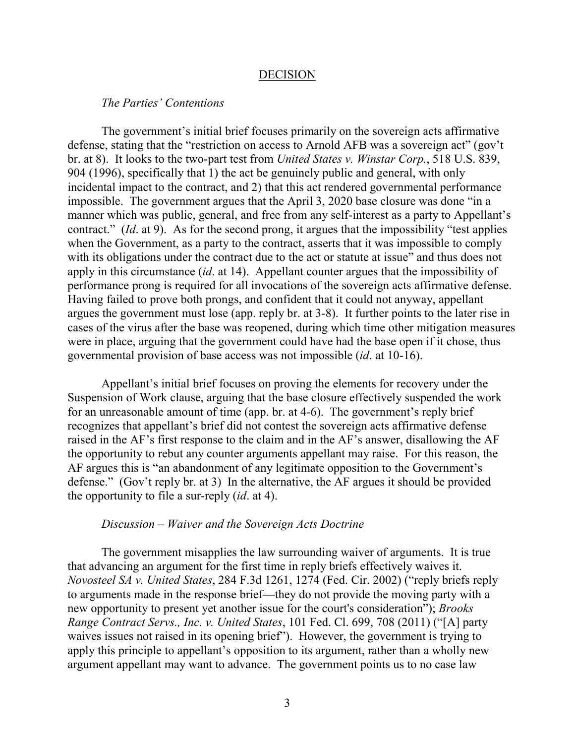## DECISION

### *The Parties' Contentions*

The government's initial brief focuses primarily on the sovereign acts affirmative defense, stating that the "restriction on access to Arnold AFB was a sovereign act" (gov't br. at 8). It looks to the two-part test from *United States v. Winstar Corp.*, 518 U.S. 839, 904 (1996), specifically that 1) the act be genuinely public and general, with only incidental impact to the contract, and 2) that this act rendered governmental performance impossible. The government argues that the April 3, 2020 base closure was done "in a manner which was public, general, and free from any self-interest as a party to Appellant's contract." (*Id*. at 9). As for the second prong, it argues that the impossibility "test applies when the Government, as a party to the contract, asserts that it was impossible to comply with its obligations under the contract due to the act or statute at issue" and thus does not apply in this circumstance (*id*. at 14). Appellant counter argues that the impossibility of performance prong is required for all invocations of the sovereign acts affirmative defense. Having failed to prove both prongs, and confident that it could not anyway, appellant argues the government must lose (app. reply br. at 3-8). It further points to the later rise in cases of the virus after the base was reopened, during which time other mitigation measures were in place, arguing that the government could have had the base open if it chose, thus governmental provision of base access was not impossible (*id*. at 10-16).

Appellant's initial brief focuses on proving the elements for recovery under the Suspension of Work clause, arguing that the base closure effectively suspended the work for an unreasonable amount of time (app. br. at 4-6). The government's reply brief recognizes that appellant's brief did not contest the sovereign acts affirmative defense raised in the AF's first response to the claim and in the AF's answer, disallowing the AF the opportunity to rebut any counter arguments appellant may raise. For this reason, the AF argues this is "an abandonment of any legitimate opposition to the Government's defense." (Gov't reply br. at 3) In the alternative, the AF argues it should be provided the opportunity to file a sur-reply (*id*. at 4).

### *Discussion – Waiver and the Sovereign Acts Doctrine*

The government misapplies the law surrounding waiver of arguments. It is true that advancing an argument for the first time in reply briefs effectively waives it. *Novosteel SA v. United States*, 284 F.3d 1261, 1274 (Fed. Cir. 2002) ("reply briefs reply to arguments made in the response brief—they do not provide the moving party with a new opportunity to present yet another issue for the court's consideration"); *Brooks Range Contract Servs., Inc. v. United States*, 101 Fed. Cl. 699, 708 (2011) ("[A] party waives issues not raised in its opening brief"). However, the government is trying to apply this principle to appellant's opposition to its argument, rather than a wholly new argument appellant may want to advance. The government points us to no case law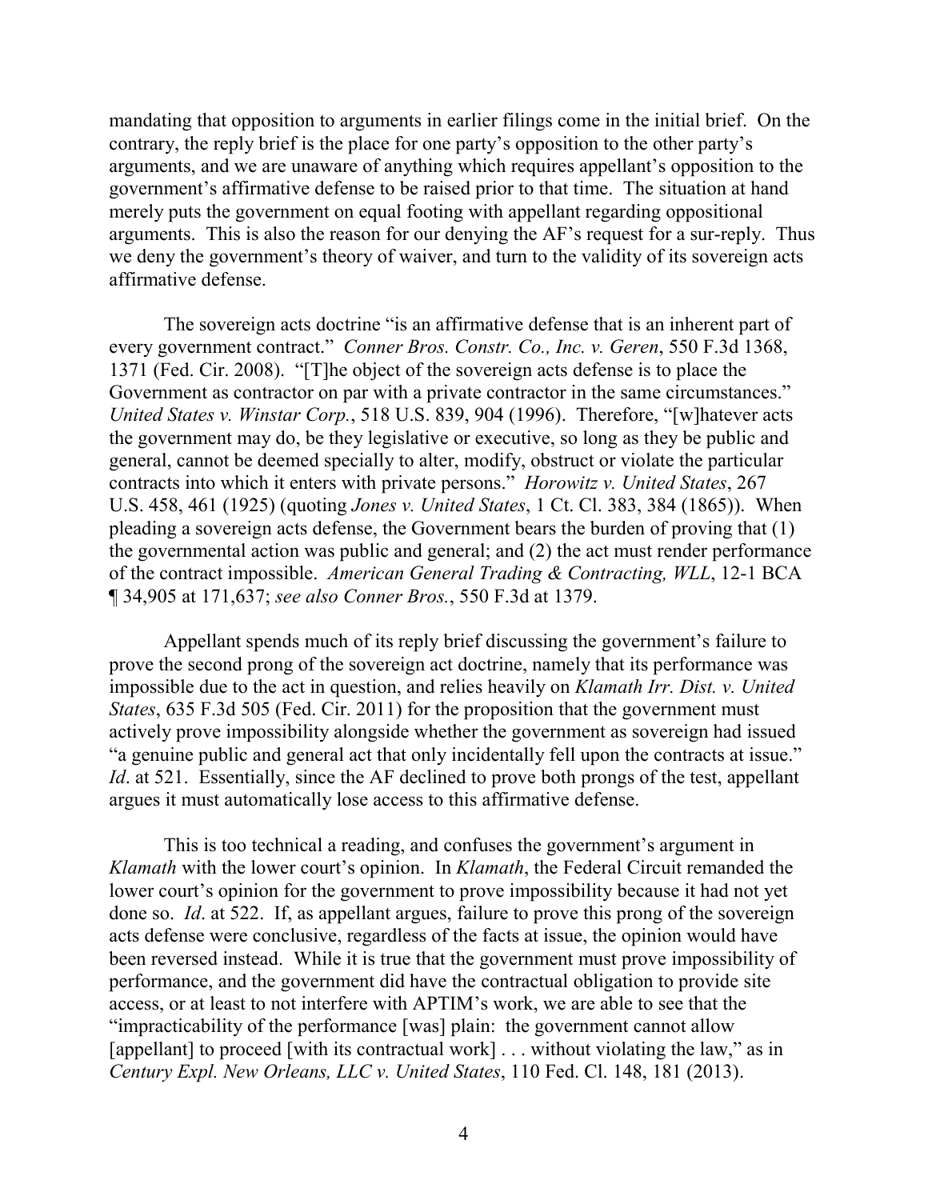mandating that opposition to arguments in earlier filings come in the initial brief. On the contrary, the reply brief is the place for one party's opposition to the other party's arguments, and we are unaware of anything which requires appellant's opposition to the government's affirmative defense to be raised prior to that time. The situation at hand merely puts the government on equal footing with appellant regarding oppositional arguments. This is also the reason for our denying the AF's request for a sur-reply. Thus we deny the government's theory of waiver, and turn to the validity of its sovereign acts affirmative defense.

The sovereign acts doctrine "is an affirmative defense that is an inherent part of every government contract." *Conner Bros. Constr. Co., Inc. v. Geren*, 550 F.3d 1368, 1371 (Fed. Cir. 2008). "[T]he object of the sovereign acts defense is to place the Government as contractor on par with a private contractor in the same circumstances." *United States v. Winstar Corp.*, 518 U.S. 839, 904 (1996). Therefore, "[w]hatever acts the government may do, be they legislative or executive, so long as they be public and general, cannot be deemed specially to alter, modify, obstruct or violate the particular contracts into which it enters with private persons." *Horowitz v. United States*, 267 U.S. 458, 461 (1925) (quoting *Jones v. United States*, 1 Ct. Cl. 383, 384 (1865)). When pleading a sovereign acts defense, the Government bears the burden of proving that (1) the governmental action was public and general; and (2) the act must render performance of the contract impossible. *American General Trading & Contracting, WLL*, 12-1 BCA ¶ 34,905 at 171,637; *see also Conner Bros.*, 550 F.3d at 1379.

Appellant spends much of its reply brief discussing the government's failure to prove the second prong of the sovereign act doctrine, namely that its performance was impossible due to the act in question, and relies heavily on *Klamath Irr. Dist. v. United States*, 635 F.3d 505 (Fed. Cir. 2011) for the proposition that the government must actively prove impossibility alongside whether the government as sovereign had issued "a genuine public and general act that only incidentally fell upon the contracts at issue." *Id*. at 521. Essentially, since the AF declined to prove both prongs of the test, appellant argues it must automatically lose access to this affirmative defense.

This is too technical a reading, and confuses the government's argument in *Klamath* with the lower court's opinion. In *Klamath*, the Federal Circuit remanded the lower court's opinion for the government to prove impossibility because it had not yet done so. *Id*. at 522. If, as appellant argues, failure to prove this prong of the sovereign acts defense were conclusive, regardless of the facts at issue, the opinion would have been reversed instead. While it is true that the government must prove impossibility of performance, and the government did have the contractual obligation to provide site access, or at least to not interfere with APTIM's work, we are able to see that the "impracticability of the performance [was] plain: the government cannot allow [appellant] to proceed [with its contractual work] . . . without violating the law," as in *Century Expl. New Orleans, LLC v. United States*, 110 Fed. Cl. 148, 181 (2013).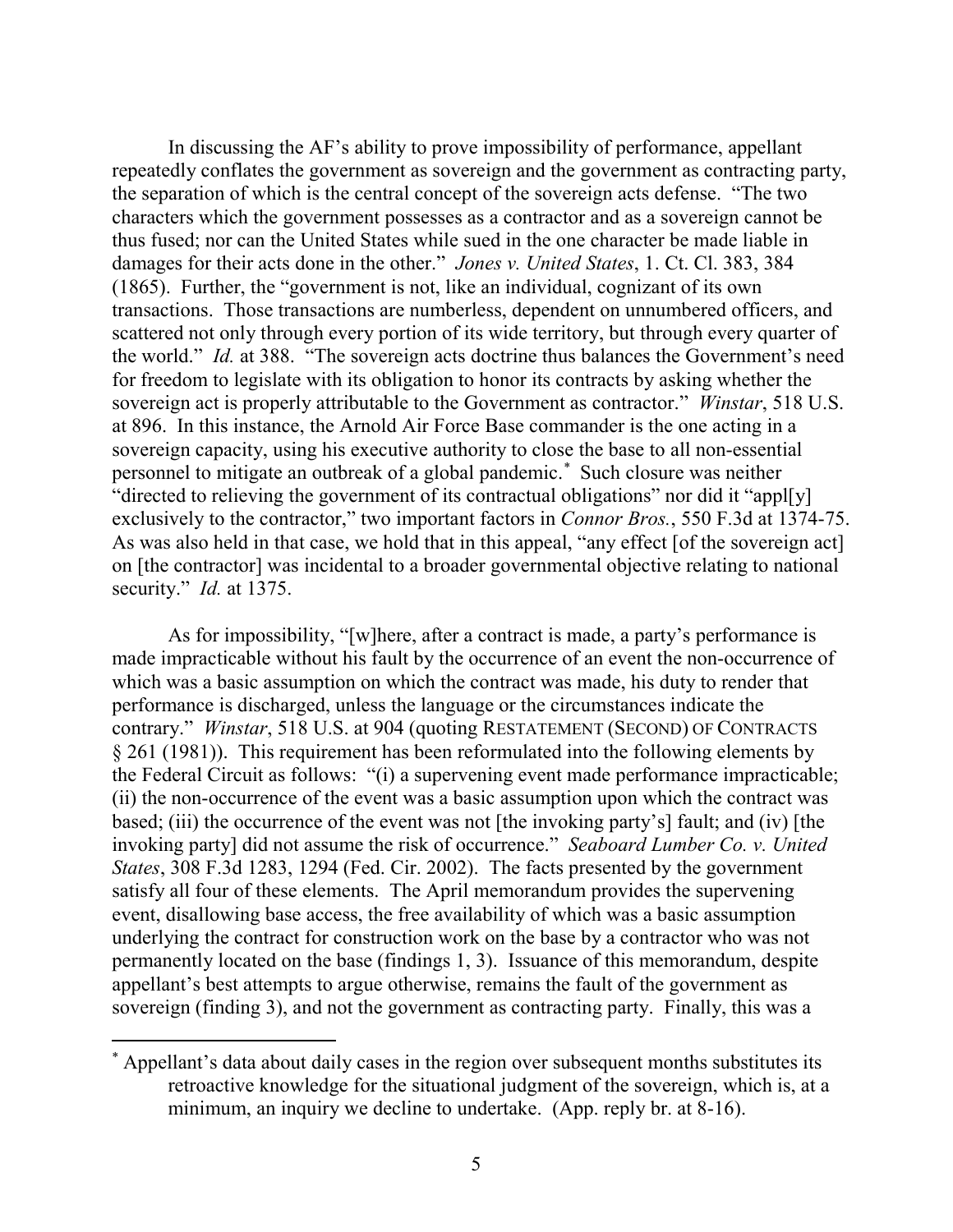In discussing the AF's ability to prove impossibility of performance, appellant repeatedly conflates the government as sovereign and the government as contracting party, the separation of which is the central concept of the sovereign acts defense. "The two characters which the government possesses as a contractor and as a sovereign cannot be thus fused; nor can the United States while sued in the one character be made liable in damages for their acts done in the other." *Jones v. United States*, 1. Ct. Cl. 383, 384 (1865). Further, the "government is not, like an individual, cognizant of its own transactions. Those transactions are numberless, dependent on unnumbered officers, and scattered not only through every portion of its wide territory, but through every quarter of the world." *Id.* at 388. "The sovereign acts doctrine thus balances the Government's need for freedom to legislate with its obligation to honor its contracts by asking whether the sovereign act is properly attributable to the Government as contractor." *Winstar*, 518 U.S. at 896. In this instance, the Arnold Air Force Base commander is the one acting in a sovereign capacity, using his executive authority to close the base to all non-essential personnel to mitigate an outbreak of a global pandemic.* Such closure was neither "directed to relieving the government of its contractual obligations" nor did it "appl[y] exclusively to the contractor," two important factors in *Connor Bros.*, 550 F.3d at 1374-75. As was also held in that case, we hold that in this appeal, "any effect [of the sovereign act] on [the contractor] was incidental to a broader governmental objective relating to national security." *Id.* at 1375.

As for impossibility, "[w]here, after a contract is made, a party's performance is made impracticable without his fault by the occurrence of an event the non-occurrence of which was a basic assumption on which the contract was made, his duty to render that performance is discharged, unless the language or the circumstances indicate the contrary." *Winstar*, 518 U.S. at 904 (quoting RESTATEMENT (SECOND) OF CONTRACTS § 261 (1981)). This requirement has been reformulated into the following elements by the Federal Circuit as follows: "(i) a supervening event made performance impracticable; (ii) the non-occurrence of the event was a basic assumption upon which the contract was based; (iii) the occurrence of the event was not [the invoking party's] fault; and (iv) [the invoking party] did not assume the risk of occurrence." *Seaboard Lumber Co. v. United States*, 308 F.3d 1283, 1294 (Fed. Cir. 2002). The facts presented by the government satisfy all four of these elements. The April memorandum provides the supervening event, disallowing base access, the free availability of which was a basic assumption underlying the contract for construction work on the base by a contractor who was not permanently located on the base (findings 1, 3). Issuance of this memorandum, despite appellant's best attempts to argue otherwise, remains the fault of the government as sovereign (finding 3), and not the government as contracting party. Finally, this was a

---

* Appellant's data about daily cases in the region over subsequent months substitutes its retroactive knowledge for the situational judgment of the sovereign, which is, at a minimum, an inquiry we decline to undertake. (App. reply br. at 8-16).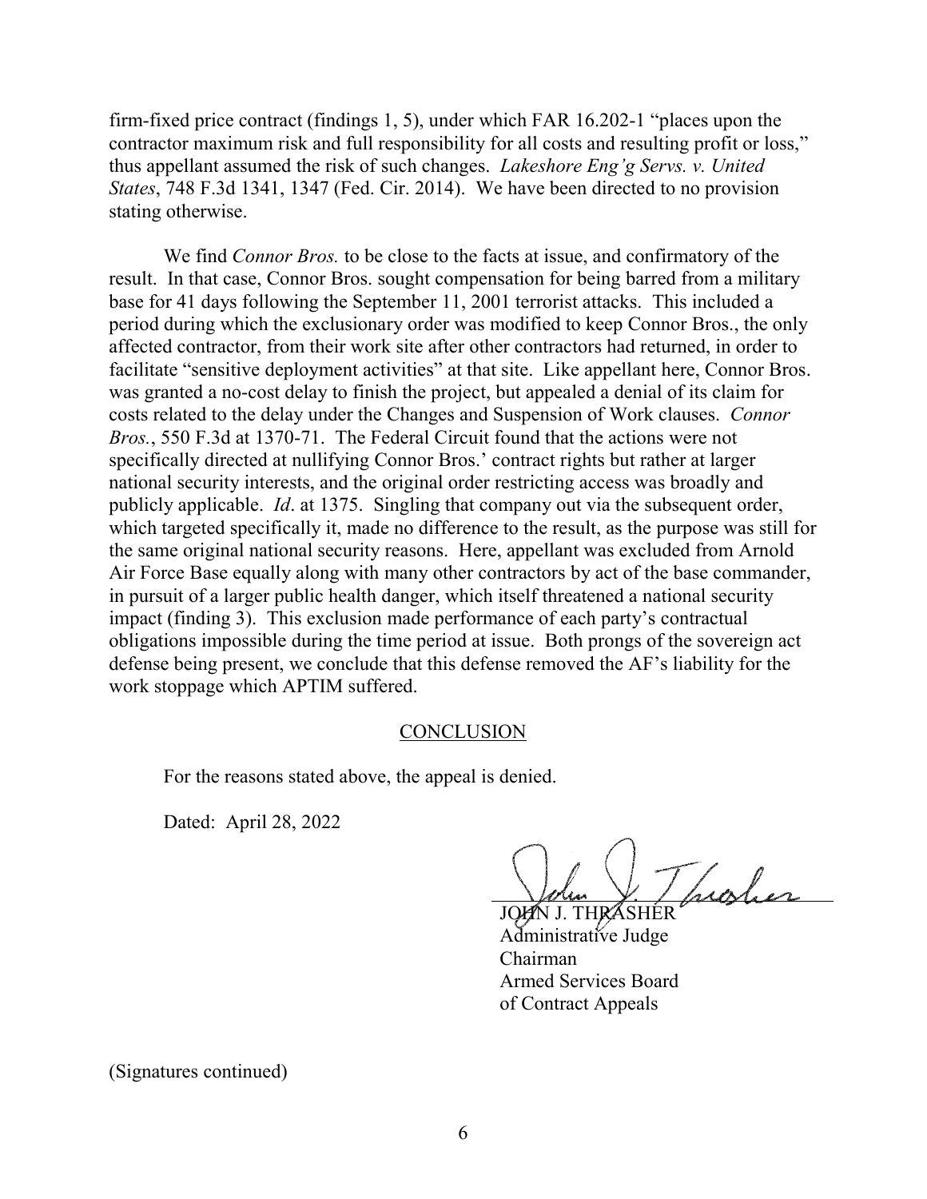firm-fixed price contract (findings 1, 5), under which FAR 16.202-1 "places upon the contractor maximum risk and full responsibility for all costs and resulting profit or loss," thus appellant assumed the risk of such changes. *Lakeshore Eng'g Servs. v. United States*, 748 F.3d 1341, 1347 (Fed. Cir. 2014). We have been directed to no provision stating otherwise.

We find *Connor Bros.* to be close to the facts at issue, and confirmatory of the result. In that case, Connor Bros. sought compensation for being barred from a military base for 41 days following the September 11, 2001 terrorist attacks. This included a period during which the exclusionary order was modified to keep Connor Bros., the only affected contractor, from their work site after other contractors had returned, in order to facilitate "sensitive deployment activities" at that site. Like appellant here, Connor Bros. was granted a no-cost delay to finish the project, but appealed a denial of its claim for costs related to the delay under the Changes and Suspension of Work clauses. *Connor Bros.*, 550 F.3d at 1370-71. The Federal Circuit found that the actions were not specifically directed at nullifying Connor Bros.' contract rights but rather at larger national security interests, and the original order restricting access was broadly and publicly applicable. *Id*. at 1375. Singling that company out via the subsequent order, which targeted specifically it, made no difference to the result, as the purpose was still for the same original national security reasons. Here, appellant was excluded from Arnold Air Force Base equally along with many other contractors by act of the base commander, in pursuit of a larger public health danger, which itself threatened a national security impact (finding 3). This exclusion made performance of each party's contractual obligations impossible during the time period at issue. Both prongs of the sovereign act defense being present, we conclude that this defense removed the AF's liability for the work stoppage which APTIM suffered.

## CONCLUSION

For the reasons stated above, the appeal is denied.

Dated: April 28, 2022

JOHN J. THRASHER
Administrative Judge
Chairman
Armed Services Board
of Contract Appeals

(Signatures continued)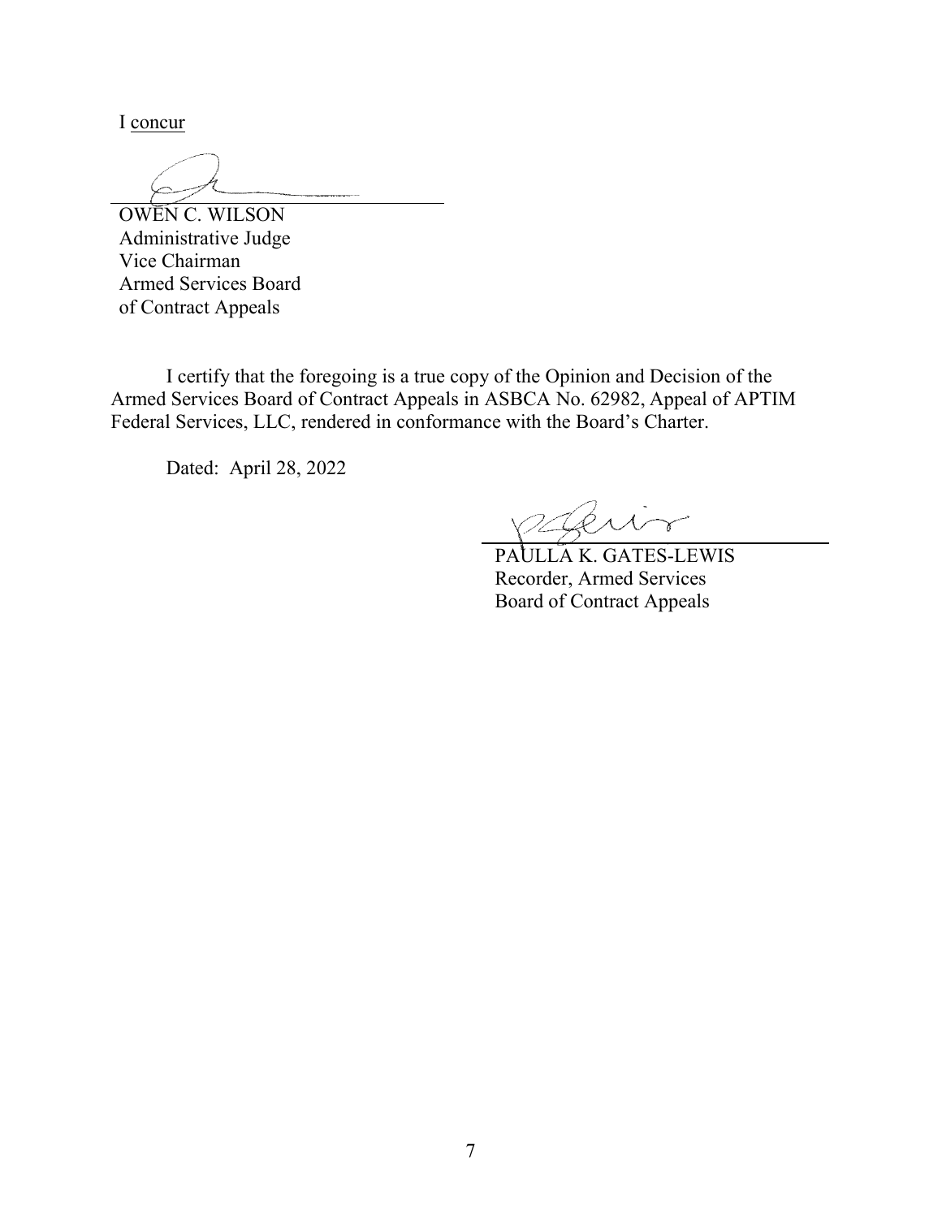I concur

OWEN C. WILSON
Administrative Judge
Vice Chairman
Armed Services Board
of Contract Appeals

I certify that the foregoing is a true copy of the Opinion and Decision of the Armed Services Board of Contract Appeals in ASBCA No. 62982, Appeal of APTIM Federal Services, LLC, rendered in conformance with the Board's Charter.

Dated: April 28, 2022

PAULLA K. GATES-LEWIS
Recorder, Armed Services
Board of Contract Appeals